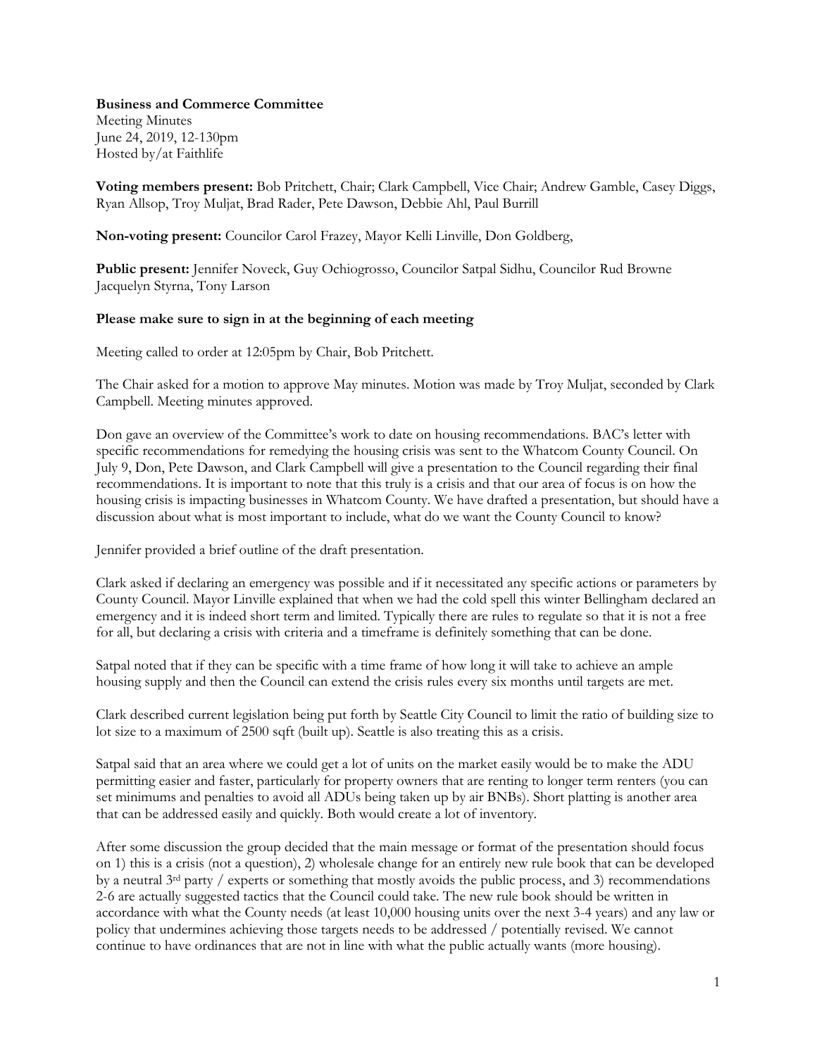**Business and Commerce Committee**
Meeting Minutes
June 24, 2019, 12-130pm
Hosted by/at Faithlife

**Voting members present:** Bob Pritchett, Chair; Clark Campbell, Vice Chair; Andrew Gamble, Casey Diggs, Ryan Allsop, Troy Muljat, Brad Rader, Pete Dawson, Debbie Ahl, Paul Burrill

**Non-voting present:** Councilor Carol Frazey, Mayor Kelli Linville, Don Goldberg,

**Public present:** Jennifer Noveck, Guy Ochiogrosso, Councilor Satpal Sidhu, Councilor Rud Browne Jacquelyn Styrna, Tony Larson

**Please make sure to sign in at the beginning of each meeting**

Meeting called to order at 12:05pm by Chair, Bob Pritchett.

The Chair asked for a motion to approve May minutes. Motion was made by Troy Muljat, seconded by Clark Campbell. Meeting minutes approved.

Don gave an overview of the Committee's work to date on housing recommendations. BAC's letter with specific recommendations for remedying the housing crisis was sent to the Whatcom County Council. On July 9, Don, Pete Dawson, and Clark Campbell will give a presentation to the Council regarding their final recommendations. It is important to note that this truly is a crisis and that our area of focus is on how the housing crisis is impacting businesses in Whatcom County. We have drafted a presentation, but should have a discussion about what is most important to include, what do we want the County Council to know?

Jennifer provided a brief outline of the draft presentation.

Clark asked if declaring an emergency was possible and if it necessitated any specific actions or parameters by County Council. Mayor Linville explained that when we had the cold spell this winter Bellingham declared an emergency and it is indeed short term and limited. Typically there are rules to regulate so that it is not a free for all, but declaring a crisis with criteria and a timeframe is definitely something that can be done.

Satpal noted that if they can be specific with a time frame of how long it will take to achieve an ample housing supply and then the Council can extend the crisis rules every six months until targets are met.

Clark described current legislation being put forth by Seattle City Council to limit the ratio of building size to lot size to a maximum of 2500 sqft (built up). Seattle is also treating this as a crisis.

Satpal said that an area where we could get a lot of units on the market easily would be to make the ADU permitting easier and faster, particularly for property owners that are renting to longer term renters (you can set minimums and penalties to avoid all ADUs being taken up by air BNBs). Short platting is another area that can be addressed easily and quickly. Both would create a lot of inventory.

After some discussion the group decided that the main message or format of the presentation should focus on 1) this is a crisis (not a question), 2) wholesale change for an entirely new rule book that can be developed by a neutral 3rd party / experts or something that mostly avoids the public process, and 3) recommendations 2-6 are actually suggested tactics that the Council could take. The new rule book should be written in accordance with what the County needs (at least 10,000 housing units over the next 3-4 years) and any law or policy that undermines achieving those targets needs to be addressed / potentially revised. We cannot continue to have ordinances that are not in line with what the public actually wants (more housing).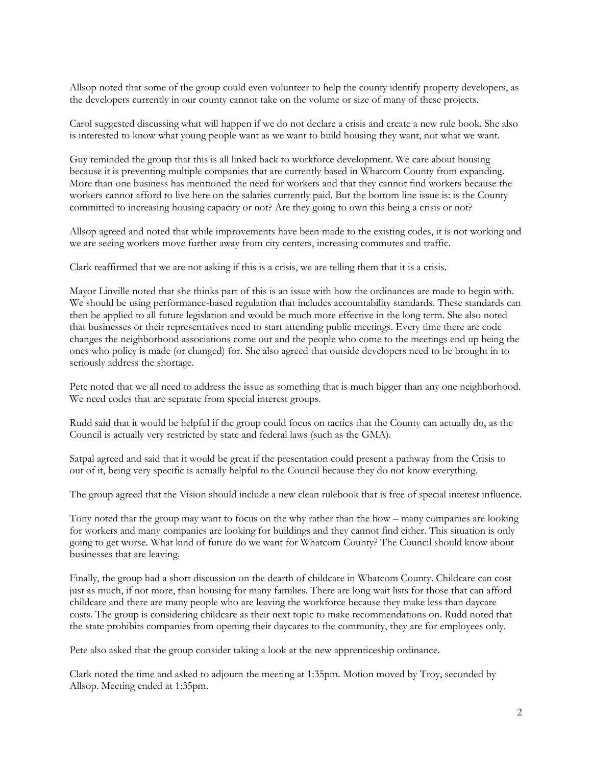Allsop noted that some of the group could even volunteer to help the county identify property developers, as the developers currently in our county cannot take on the volume or size of many of these projects.

Carol suggested discussing what will happen if we do not declare a crisis and create a new rule book. She also is interested to know what young people want as we want to build housing they want, not what we want.

Guy reminded the group that this is all linked back to workforce development. We care about housing because it is preventing multiple companies that are currently based in Whatcom County from expanding. More than one business has mentioned the need for workers and that they cannot find workers because the workers cannot afford to live here on the salaries currently paid. But the bottom line issue is: is the County committed to increasing housing capacity or not? Are they going to own this being a crisis or not?

Allsop agreed and noted that while improvements have been made to the existing codes, it is not working and we are seeing workers move further away from city centers, increasing commutes and traffic.

Clark reaffirmed that we are not asking if this is a crisis, we are telling them that it is a crisis.

Mayor Linville noted that she thinks part of this is an issue with how the ordinances are made to begin with. We should be using performance-based regulation that includes accountability standards. These standards can then be applied to all future legislation and would be much more effective in the long term. She also noted that businesses or their representatives need to start attending public meetings. Every time there are code changes the neighborhood associations come out and the people who come to the meetings end up being the ones who policy is made (or changed) for. She also agreed that outside developers need to be brought in to seriously address the shortage.

Pete noted that we all need to address the issue as something that is much bigger than any one neighborhood. We need codes that are separate from special interest groups.

Rudd said that it would be helpful if the group could focus on tactics that the County can actually do, as the Council is actually very restricted by state and federal laws (such as the GMA).

Satpal agreed and said that it would be great if the presentation could present a pathway from the Crisis to out of it, being very specific is actually helpful to the Council because they do not know everything.

The group agreed that the Vision should include a new clean rulebook that is free of special interest influence.

Tony noted that the group may want to focus on the why rather than the how – many companies are looking for workers and many companies are looking for buildings and they cannot find either. This situation is only going to get worse. What kind of future do we want for Whatcom County? The Council should know about businesses that are leaving.

Finally, the group had a short discussion on the dearth of childcare in Whatcom County. Childcare can cost just as much, if not more, than housing for many families. There are long wait lists for those that can afford childcare and there are many people who are leaving the workforce because they make less than daycare costs. The group is considering childcare as their next topic to make recommendations on. Rudd noted that the state prohibits companies from opening their daycares to the community, they are for employees only.

Pete also asked that the group consider taking a look at the new apprenticeship ordinance.

Clark noted the time and asked to adjourn the meeting at 1:35pm. Motion moved by Troy, seconded by Allsop. Meeting ended at 1:35pm.